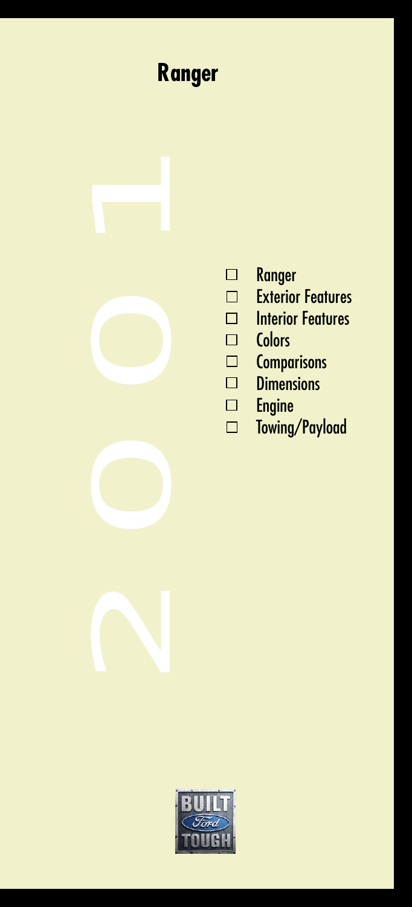# Ranger

2001

- Ranger
- Exterior Features
- Interior Features
- Colors
- Comparisons
- Dimensions
- Engine
- Towing/Payload

BUILT Ford TOUGH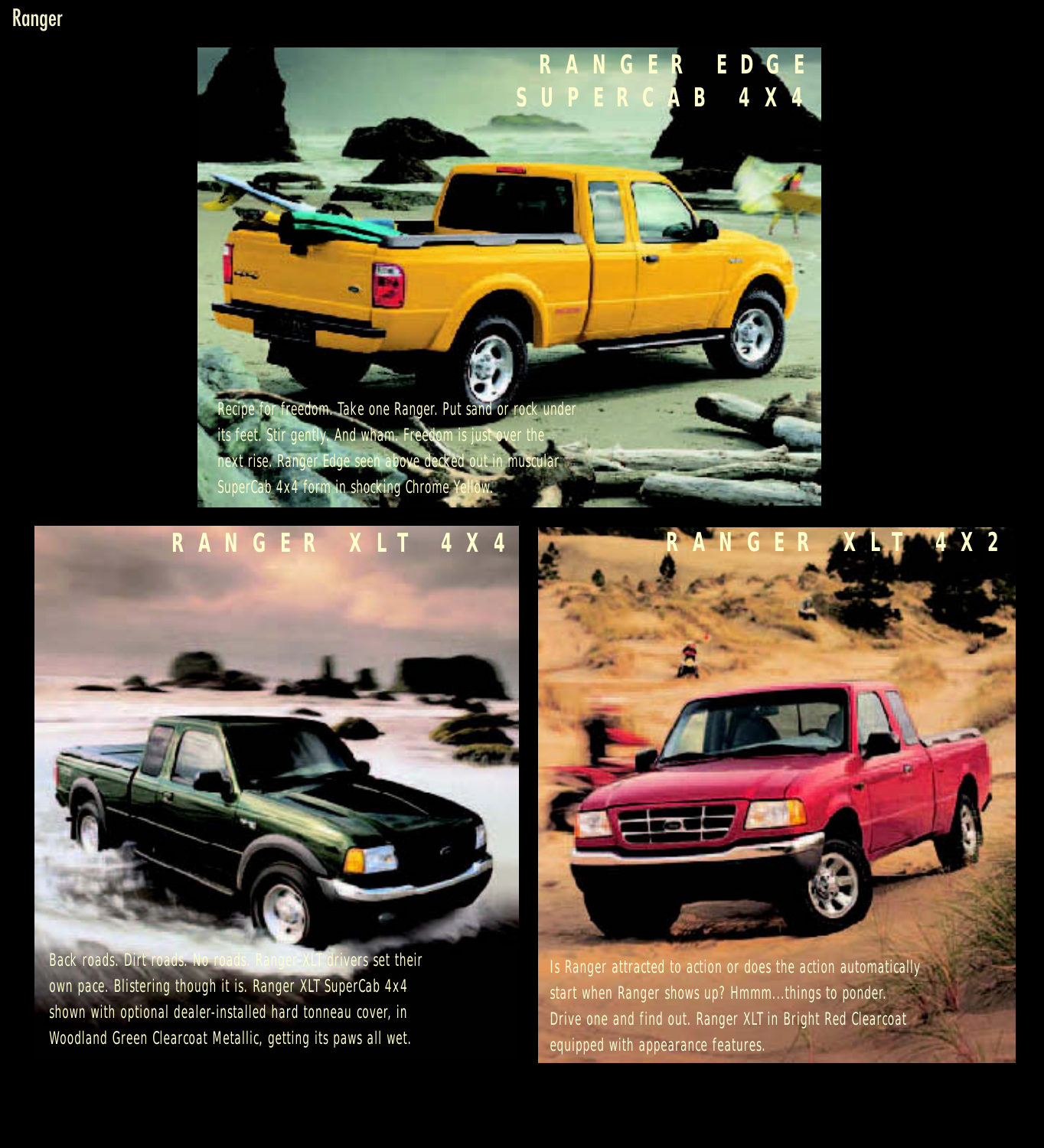## RANGER EDGE SUPERCAB 4X4

Recipe for freedom. Take one Ranger. Put sand or rock under its feet. Stir gently. And wham. Freedom is just over the next rise. Ranger Edge seen above decked out in muscular SuperCab 4x4 form in shocking Chrome Yellow.

## RANGER XLT 4X4

Back roads. Dirt roads. No roads. Ranger XLT drivers set their own pace. Blistering though it is. Ranger XLT SuperCab 4x4 shown with optional dealer-installed hard tonneau cover, in Woodland Green Clearcoat Metallic, getting its paws all wet.

## RANGER XLT 4X2

Is Ranger attracted to action or does the action automatically start when Ranger shows up? Hmmm...things to ponder. Drive one and find out. Ranger XLT in Bright Red Clearcoat equipped with appearance features.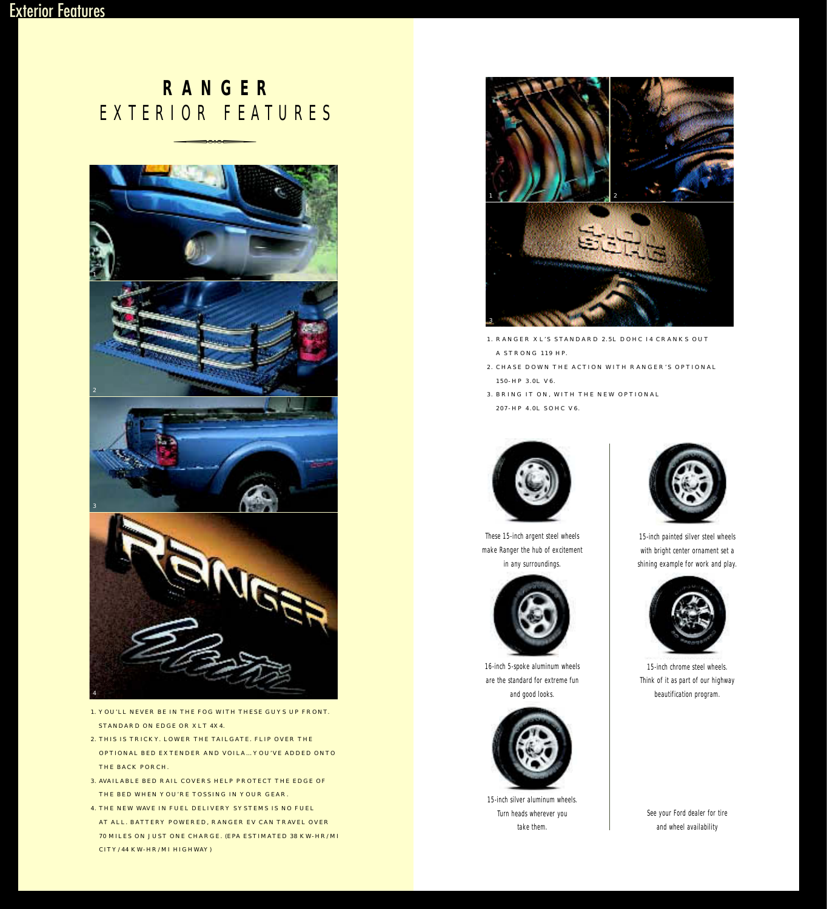# RANGER
## EXTERIOR FEATURES

1. YOU'LL NEVER BE IN THE FOG WITH THESE GUYS UP FRONT. STANDARD ON EDGE OR XLT 4X4.
2. THIS IS TRICKY. LOWER THE TAILGATE. FLIP OVER THE OPTIONAL BED EXTENDER AND VOILA…YOU'VE ADDED ONTO THE BACK PORCH.
3. AVAILABLE BED RAIL COVERS HELP PROTECT THE EDGE OF THE BED WHEN YOU'RE TOSSING IN YOUR GEAR.
4. THE NEW WAVE IN FUEL DELIVERY SYSTEMS IS NO FUEL AT ALL. BATTERY POWERED, RANGER EV CAN TRAVEL OVER 70 MILES ON JUST ONE CHARGE. (EPA ESTIMATED 38 KW-HR/MI CITY/44 KW-HR/MI HIGHWAY)

1. RANGER XL'S STANDARD 2.5L DOHC I4 CRANKS OUT A STRONG 119 HP.
2. CHASE DOWN THE ACTION WITH RANGER'S OPTIONAL 150-HP 3.0L V6.
3. BRING IT ON, WITH THE NEW OPTIONAL 207-HP 4.0L SOHC V6.

These 15-inch argent steel wheels make Ranger the hub of excitement in any surroundings.

15-inch painted silver steel wheels with bright center ornament set a shining example for work and play.

16-inch 5-spoke aluminum wheels are the standard for extreme fun and good looks.

15-inch chrome steel wheels. Think of it as part of our highway beautification program.

15-inch silver aluminum wheels. Turn heads wherever you take them.

See your Ford dealer for tire and wheel availability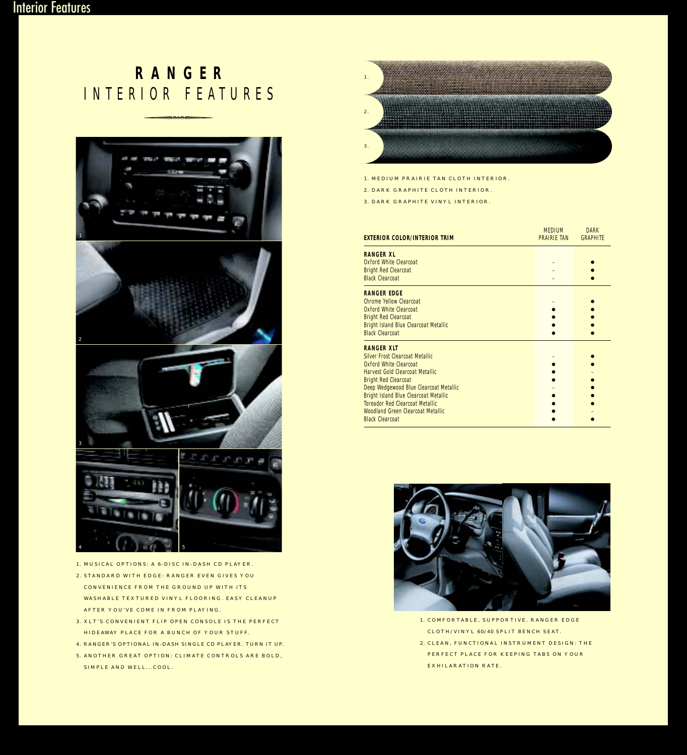# RANGER INTERIOR FEATURES

1. MUSICAL OPTIONS: A 6-DISC IN-DASH CD PLAYER.
2. STANDARD WITH EDGE: RANGER EVEN GIVES YOU CONVENIENCE FROM THE GROUND UP WITH ITS WASHABLE TEXTURED VINYL FLOORING. EASY CLEANUP AFTER YOU'VE COME IN FROM PLAYING.
3. XLT'S CONVENIENT FLIP OPEN CONSOLE IS THE PERFECT HIDEAWAY PLACE FOR A BUNCH OF YOUR STUFF.
4. RANGER'S OPTIONAL IN-DASH SINGLE CD PLAYER. TURN IT UP.
5. ANOTHER GREAT OPTION: CLIMATE CONTROLS ARE BOLD, SIMPLE AND WELL...COOL.

1. MEDIUM PRAIRIE TAN CLOTH INTERIOR.
2. DARK GRAPHITE CLOTH INTERIOR.
3. DARK GRAPHITE VINYL INTERIOR.

| EXTERIOR COLOR/INTERIOR TRIM | MEDIUM PRAIRIE TAN | DARK GRAPHITE |
|---|---|---|
| **RANGER XL** | | |
| Oxford White Clearcoat | - | ● |
| Bright Red Clearcoat | - | ● |
| Black Clearcoat | - | ● |
| **RANGER EDGE** | | |
| Chrome Yellow Clearcoat | - | ● |
| Oxford White Clearcoat | ● | ● |
| Bright Red Clearcoat | ● | ● |
| Bright Island Blue Clearcoat Metallic | ● | ● |
| Black Clearcoat | ● | ● |
| **RANGER XLT** | | |
| Silver Frost Clearcoat Metallic | - | ● |
| Oxford White Clearcoat | ● | ● |
| Harvest Gold Clearcoat Metallic | ● | - |
| Bright Red Clearcoat | ● | ● |
| Deep Wedgewood Blue Clearcoat Metallic | - | ● |
| Bright Island Blue Clearcoat Metallic | ● | ● |
| Toreador Red Clearcoat Metallic | ● | ● |
| Woodland Green Clearcoat Metallic | ● | - |
| Black Clearcoat | ● | ● |

1. COMFORTABLE, SUPPORTIVE. RANGER EDGE CLOTH/VINYL 60/40 SPLIT BENCH SEAT.
2. CLEAN, FUNCTIONAL INSTRUMENT DESIGN: THE PERFECT PLACE FOR KEEPING TABS ON YOUR EXHILARATION RATE.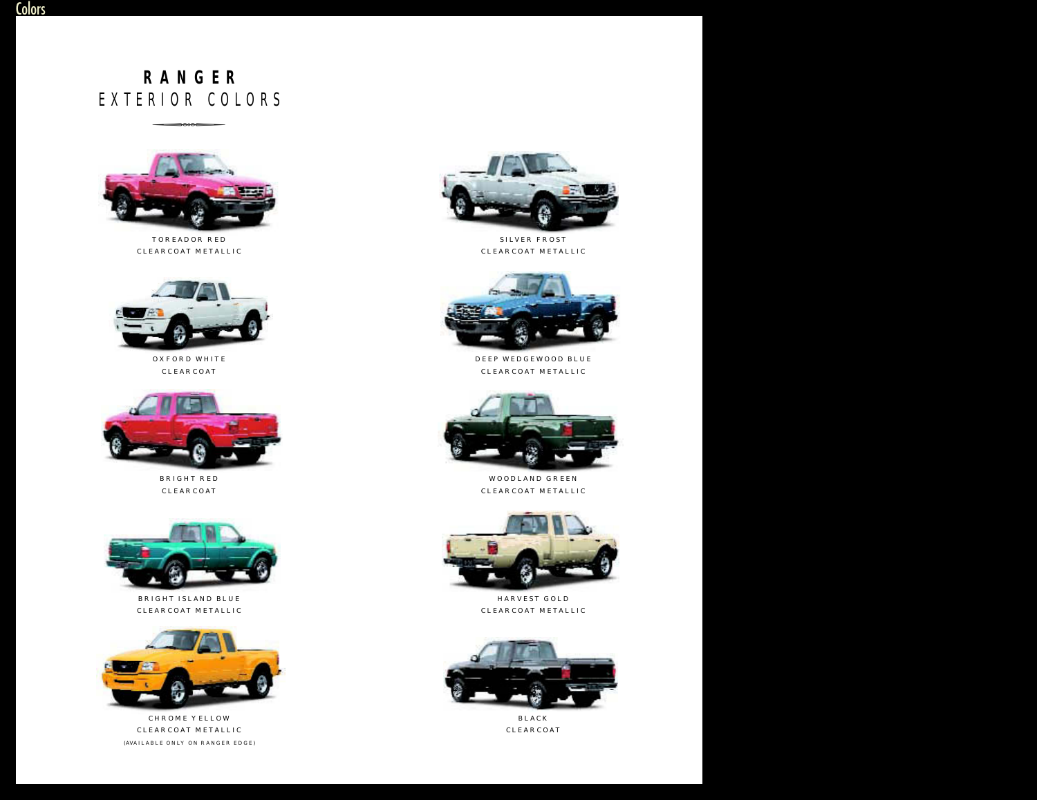# RANGER
## EXTERIOR COLORS

TOREADOR RED
CLEARCOAT METALLIC

SILVER FROST
CLEARCOAT METALLIC

OXFORD WHITE
CLEARCOAT

DEEP WEDGEWOOD BLUE
CLEARCOAT METALLIC

BRIGHT RED
CLEARCOAT

WOODLAND GREEN
CLEARCOAT METALLIC

BRIGHT ISLAND BLUE
CLEARCOAT METALLIC

HARVEST GOLD
CLEARCOAT METALLIC

CHROME YELLOW
CLEARCOAT METALLIC
(AVAILABLE ONLY ON RANGER EDGE)

BLACK
CLEARCOAT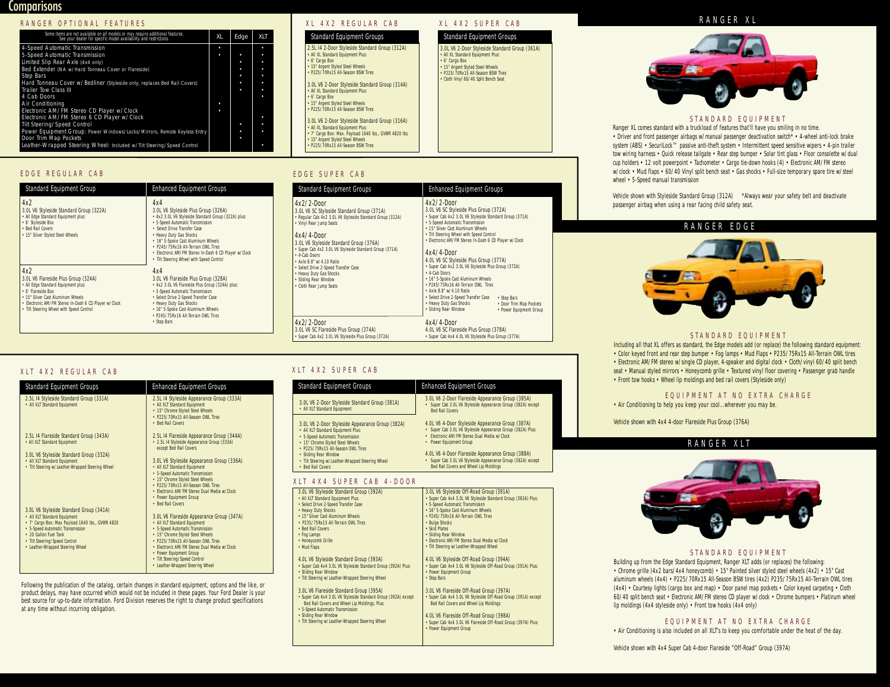# Comparisons

## RANGER OPTIONAL FEATURES

| Some items are not available on all models or may require additional features. See your dealer for specific model availability and restrictions. | XL | Edge | XLT |
|---|---|---|---|
| 4-Speed Automatic Transmission | • | | • |
| 5-Speed Automatic Transmission | • | • | • |
| Limited Slip Rear Axle (4x4 only) | | • | • |
| Bed Extender (NA w/Hard Tonneau Cover or Flareside) | | • | • |
| Step Bars | | • | • |
| Hard Tonneau Cover w/Bedliner (Styleside only, replaces Bed Rail Covers) | | • | • |
| Trailer Tow Class III | | • | • |
| 4 Cab Doors | | | • |
| Air Conditioning | • | | |
| Electronic AM/FM Stereo CD Player w/Clock | • | | |
| Electronic AM/FM Stereo 6 CD Player w/Clock | | | • |
| Tilt Steering/Speed Control | | • | • |
| Power Equipment Group: Power Windows/Locks/Mirrors, Remote Keyless Entry | | • | • |
| Door Trim Map Pockets | | • | |
| Leather-Wrapped Steering Wheel: Included w/Tilt Steering/Speed Control | | | • |

## XL 4X2 REGULAR CAB

**Standard Equipment Groups**

2.5L I4 2-Door Styleside Standard Group (312A)
- All XL Standard Equipment Plus:
- 6' Cargo Box
- 15" Argent Styled Steel Wheels
- P225/70Rx15 All-Season BSW Tires

3.0L V6 2-Door Styleside Standard Group (314A)
- All XL Standard Equipment Plus:
- 6' Cargo Box
- 15" Argent Styled Steel Wheels
- P225/70Rx15 All-Season BSW Tires

3.0L V6 2-Door Styleside Standard Group (316A)
- All XL Standard Equipment Plus:
- 7' Cargo Box: Max. Payload 1640 lbs., GVWR 4820 lbs.
- 15" Argent Styled Steel Wheels
- P225/70Rx15 All-Season BSW Tires

## XL 4X2 SUPER CAB

**Standard Equipment Groups**

3.0L V6 2-Door Styleside Standard Group (361A)
- All XL Standard Equipment Plus:
- 6' Cargo Box
- 15" Argent Styled Steel Wheels
- P225/70Rx15 All-Season BSW Tires
- Cloth Vinyl 60/40 Split Bench Seat

## RANGER XL

### STANDARD EQUIPMENT

Ranger XL comes standard with a truckload of features that'll have you smiling in no time.
• Driver and front passenger airbags w/manual passenger deactivation switch* • 4-wheel anti-lock brake system (ABS) • SecuriLock™ passive anti-theft system • Intermittent speed sensitive wipers • 4-pin trailer tow wiring harness • Quick release tailgate • Rear step bumper • Solar tint glass • Floor consolette w/dual cup holders • 12 volt powerpoint • Tachometer • Cargo tie-down hooks (4) • Electronic AM/FM stereo w/clock • Mud flaps • 60/40 Vinyl split bench seat • Gas shocks • Full-size temporary spare tire w/steel wheel • 5-Speed manual transmission

Vehicle shown with Styleside Standard Group (312A) *Always wear your safety belt and deactivate passenger airbag when using a rear facing child safety seat.

## EDGE REGULAR CAB

| Standard Equipment Group | Enhanced Equipment Groups |
|---|---|
| **4x2**<br>3.0L V6 Styleside Standard Group (322A)<br>• All Edge Standard Equipment plus:<br>• 6' Styleside Box<br>• Bed Rail Covers<br>• 15" Silver Styled Steel Wheels | **4x4**<br>3.0L V6 Styleside Plus Group (326A)<br>• 4x2 3.0L V6 Styleside Standard Group (322A) plus:<br>• 5-Speed Automatic Transmission<br>• Select Drive Transfer Case<br>• Heavy Duty Gas Shocks<br>• 16" 5-Spoke Cast Aluminum Wheels<br>• P245/75Rx16 All-Terrain OWL Tires<br>• Electronic AM/FM Stereo In-Dash 6 CD Player w/Clock<br>• Tilt Steering Wheel with Speed Control |
| **4x2**<br>3.0L V6 Flareside Plus Group (324A)<br>• All Edge Standard Equipment plus:<br>• 6' Flareside Box<br>• 15" Silver Cast Aluminum Wheels<br>• Electronic AM/FM Stereo In-Dash 6 CD Player w/Clock<br>• Tilt Steering Wheel with Speed Control | **4x4**<br>3.0L V6 Flareside Plus Group (328A)<br>• 4x2 3.0L V6 Flareside Plus Group (324A) plus:<br>• 5-Speed Automatic Transmission<br>• Select Drive 2-Speed Transfer Case<br>• Heavy Duty Gas Shocks<br>• 16" 5-Spoke Cast Aluminum Wheels<br>• P245/75Rx16 All-Terrain OWL Tires<br>• Step Bars |

## EDGE SUPER CAB

| Standard Equipment Groups | Enhanced Equipment Groups |
|---|---|
| **4x2/2-Door**<br>3.0L V6 SC Styleside Standard Group (371A)<br>• Regular Cab 4x2 3.0L V6 Styleside Standard Group (322A)<br>• Vinyl Rear Jump Seats | **4x2/2-Door**<br>3.0L V6 SC Styleside Plus Group (372A)<br>• Super Cab 4x2 3.0L V6 Styleside Standard Group (371A)<br>• 5-Speed Automatic Transmission<br>• 15" Silver Cast Aluminum Wheels<br>• Tilt Steering Wheel with Speed Control<br>• Electronic AM/FM Stereo In-Dash 6 CD Player w/Clock |
| **4x4/4-Door**<br>3.0L V6 Styleside Standard Group (376A)<br>• Super Cab 4x2 3.0L V6 Styleside Standard Group (371A)<br>• 4-Cab Doors<br>• Axle 8.8" w/4.10 Ratio<br>• Select Drive 2-Speed Transfer Case<br>• Heavy Duty Gas Shocks<br>• Sliding Rear Window<br>• Cloth Rear Jump Seats | **4x4/4-Door**<br>4.0L V6 SC Styleside Plus Group (377A)<br>• Super Cab 4x2 3.0L V6 Styleside Plus Group (372A)<br>• 4-Cab Doors<br>• 16" 5-Spoke Cast Aluminum Wheels<br>• P245/75Rx16 All-Terrain OWL Tires<br>• Axle 8.8" w/4.10 Ratio<br>• Select Drive 2-Speed Transfer Case<br>• Heavy Duty Gas Shocks<br>• Sliding Rear Window<br>• Step Bars<br>• Door Trim Map Pockets<br>• Power Equipment Group |
| **4x2/2-Door**<br>3.0L V6 SC Flareside Plus Group (374A)<br>• Super Cab 4x2 3.0L V6 Styleside Plus Group (372A) | **4x4/4-Door**<br>4.0L V6 SC Flareside Plus Group (378A)<br>• Super Cab 4x4 4.0L V6 Styleside Plus Group (377A) |

## RANGER EDGE

### STANDARD EQUIPMENT

Including all that XL offers as standard, the Edge models add (or replace) the following standard equipment:
• Color keyed front and rear step bumper • Fog lamps • Mud Flaps • P235/75Rx15 All-Terrain OWL tires • Electronic AM/FM stereo w/single CD player, 4-speaker and digital clock • Cloth/vinyl 60/40 split bench seat • Manual styled mirrors • Honeycomb grille • Textured vinyl floor covering • Passenger grab handle • Front tow hooks • Wheel lip moldings and bed rail covers (Styleside only)

### EQUIPMENT AT NO EXTRA CHARGE

• Air Conditioning to help you keep your cool...wherever you may be.

Vehicle shown with 4x4 4-door Flareside Plus Group (376A)

## XLT 4X2 REGULAR CAB

| Standard Equipment Groups | Enhanced Equipment Groups |
|---|---|
| 2.5L I4 Styleside Standard Group (331A)<br>• All XLT Standard Equipment | 2.5L I4 Styleside Appearance Group (333A)<br>• All XLT Standard Equipment<br>• 15" Chrome Styled Steel Wheels<br>• P225/70Rx15 All-Season OWL Tires<br>• Bed Rail Covers |
| 2.5L I4 Flareside Standard Group (343A)<br>• All XLT Standard Equipment | 2.5L I4 Flareside Appearance Group (344A)<br>• 2.5L I4 Styleside Appearance Group (333A) except Bed Rail Covers |
| 3.0L V6 Styleside Standard Group (332A)<br>• All XLT Standard Equipment<br>• Tilt Steering w/Leather-Wrapped Steering Wheel | 3.0L V6 Styleside Appearance Group (336A)<br>• All XLT Standard Equipment<br>• 5-Speed Automatic Transmission<br>• 15" Chrome Styled Steel Wheels<br>• P225/70Rx15 All-Season OWL Tires<br>• Electronic AM/FM Stereo Dual Media w/Clock<br>• Power Equipment Group<br>• Bed Rail Covers |
| 3.0L V6 Styleside Standard Group (341A)<br>• All XLT Standard Equipment<br>• 7' Cargo Box: Max. Payload 1640 lbs., GVWR 4820<br>• 5-Speed Automatic Transmission<br>• 20 Gallon Fuel Tank<br>• Tilt Steering/Speed Control<br>• Leather-Wrapped Steering Wheel | 3.0L V6 Flareside Appearance Group (347A)<br>• All XLT Standard Equipment<br>• 5-Speed Automatic Transmission<br>• 15" Chrome Styled Steel Wheels<br>• P225/70Rx15 All-Season OWL Tires<br>• Electronic AM/FM Stereo Dual Media w/Clock<br>• Power Equipment Group<br>• Tilt Steering/Speed Control<br>• Leather-Wrapped Steering Wheel |

Following the publication of the catalog, certain changes in standard equipment, options and the like, or product delays, may have occurred which would not be included in these pages. Your Ford Dealer is your best source for up-to-date information. Ford Division reserves the right to change product specifications at any time without incurring obligation.

## XLT 4X2 SUPER CAB

| Standard Equipment Groups | Enhanced Equipment Groups |
|---|---|
| 3.0L V6 2-Door Styleside Standard Group (381A)<br>• All XLT Standard Equipment | 3.0L V6 2-Door Flareside Appearance Group (385A)<br>• Super Cab 3.0L V6 Styleside Appearance Group (382A) except Bed Rail Covers |
| 3.0L V6 2-Door Styleside Appearance Group (382A)<br>• All XLT Standard Equipment Plus:<br>• 5-Speed Automatic Transmission<br>• 15" Chrome Styled Steel Wheels<br>• P225/70Rx15 All-Season OWL Tires<br>• Sliding Rear Window<br>• Tilt Steering w/Leather-Wrapped Steering Wheel<br>• Bed Rail Covers | 4.0L V6 4-Door Styleside Appearance Group (387A)<br>• Super Cab 3.0L V6 Styleside Appearance Group (382A) Plus:<br>• Electronic AM/FM Stereo Dual Media w/Clock<br>• Power Equipment Group<br><br>4.0L V6 4-Door Flareside Appearance Group (388A)<br>• Super Cab 3.0L V6 Styleside Appearance Group (382A) except Bed Rail Covers and Wheel Lip Moldings |

## XLT 4X4 SUPER CAB 4-DOOR

| | |
|---|---|
| 3.0L V6 Styleside Standard Group (392A)<br>• All XLT Standard Equipment Plus:<br>• Select Drive 2-Speed Transfer Case<br>• Heavy Duty Shocks<br>• 15" Silver Cast Aluminum Wheels<br>• P235/75Rx15 All-Terrain OWL Tires<br>• Bed Rail Covers<br>• Fog Lamps<br>• Honeycomb Grille<br>• Mud Flaps | 3.0L V6 Styleside Off-Road Group (391A)<br>• Super Cab 4x4 3.0L V6 Styleside Standard Group (392A) Plus:<br>• 5-Speed Automatic Transmission<br>• 16" 5-Spoke Cast Aluminum Wheels<br>• P245/75Rx16 All-Terrain OWL Tires<br>• Bulge Shocks<br>• Skid Plates<br>• Sliding Rear Window<br>• Electronic AM/FM Stereo Dual Media w/Clock<br>• Tilt Steering w/Leather-Wrapped Wheel |
| 4.0L V6 Styleside Standard Group (393A)<br>• Super Cab 4x4 3.0L V6 Styleside Standard Group (392A) Plus:<br>• Sliding Rear Window<br>• Tilt Steering w/Leather-Wrapped Steering Wheel | 4.0L V6 Styleside Off-Road Group (394A)<br>• Super Cab 4x4 3.0L V6 Styleside Off-Road Group (391A) Plus:<br>• Power Equipment Group<br>• Step Bars |
| 3.0L V6 Flareside Standard Group (395A)<br>• Super Cab 4x4 3.0L V6 Styleside Standard Group (392A) except Bed Rail Covers and Wheel Lip Moldings, Plus:<br>• 5-Speed Automatic Transmission<br>• Sliding Rear Window<br>• Tilt Steering w/Leather-Wrapped Steering Wheel | 3.0L V6 Flareside Off-Road Group (397A)<br>• Super Cab 4x4 3.0L V6 Styleside Off-Road Group (391A) except Bed Rail Covers and Wheel Lip Moldings<br><br>4.0L V6 Flareside Off-Road Group (398A)<br>• Super Cab 4x4 3.0L V6 Flareside Off-Road Group (397A) Plus:<br>• Power Equipment Group |

## RANGER XLT

### STANDARD EQUIPMENT

Building up from the Edge Standard Equipment, Ranger XLT adds (or replaces) the following:
• Chrome grille (4x2 bars/4x4 honeycomb) • 15" Painted silver styled steel wheels (4x2) • 15" Cast aluminum wheels (4x4) • P225/70Rx15 All-Season BSW tires (4x2) P235/75Rx15 All-Terrain OWL tires (4x4) • Courtesy lights (cargo box and map) • Door panel map pockets • Color keyed carpeting • Cloth 60/40 split bench seat • Electronic AM/FM stereo CD player w/clock • Chrome bumpers • Platinum wheel lip moldings (4x4 styleside only) • Front tow hooks (4x4 only)

### EQUIPMENT AT NO EXTRA CHARGE

• Air Conditioning is also included on all XLT's to keep you comfortable under the heat of the day.

Vehicle shown with 4x4 Super Cab 4-door Flareside "Off-Road" Group (397A)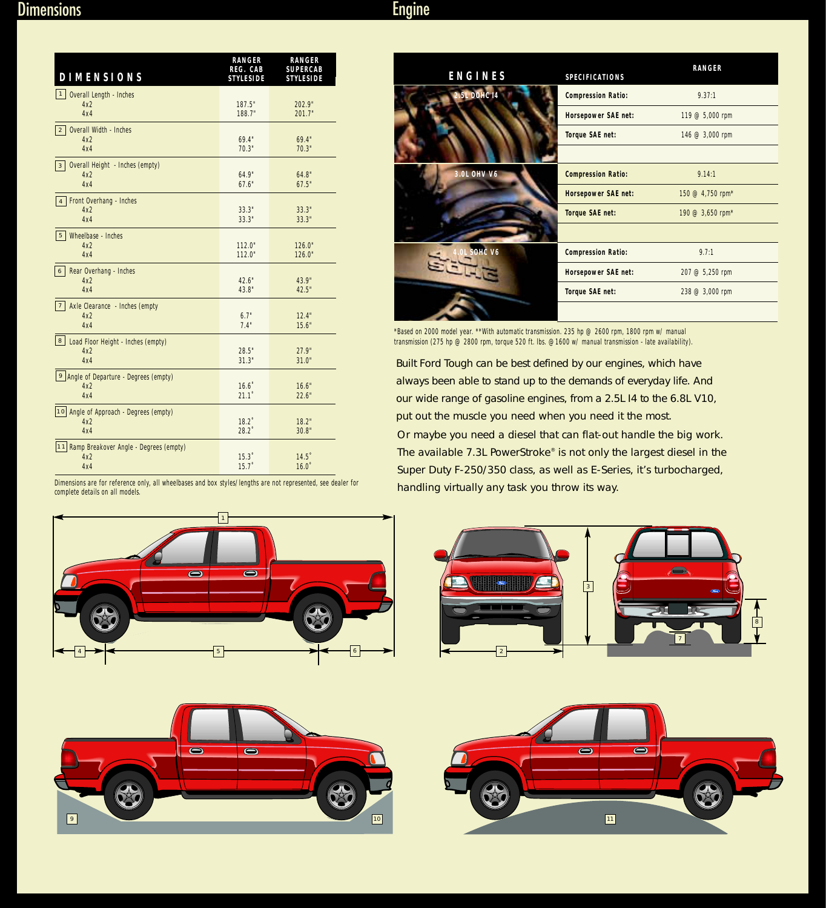# Dimensions

| DIMENSIONS | RANGER REG. CAB STYLESIDE | RANGER SUPERCAB STYLESIDE |
|---|---|---|
| 1 Overall Length - Inches | | |
| 4x2 | 187.5" | 202.9" |
| 4x4 | 188.7" | 201.7" |
| 2 Overall Width - Inches | | |
| 4x2 | 69.4" | 69.4" |
| 4x4 | 70.3" | 70.3" |
| 3 Overall Height - Inches (empty) | | |
| 4x2 | 64.9" | 64.8" |
| 4x4 | 67.6" | 67.5" |
| 4 Front Overhang - Inches | | |
| 4x2 | 33.3" | 33.3" |
| 4x4 | 33.3" | 33.3" |
| 5 Wheelbase - Inches | | |
| 4x2 | 112.0" | 126.0" |
| 4x4 | 112.0" | 126.0" |
| 6 Rear Overhang - Inches | | |
| 4x2 | 42.6" | 43.9" |
| 4x4 | 43.8" | 42.5" |
| 7 Axle Clearance - Inches (empty | | |
| 4x2 | 6.7" | 12.4" |
| 4x4 | 7.4" | 15.6" |
| 8 Load Floor Height - Inches (empty) | | |
| 4x2 | 28.5" | 27.9" |
| 4x4 | 31.3" | 31.0" |
| 9 Angle of Departure - Degrees (empty) | | |
| 4x2 | 16.6˚ | 16.6" |
| 4x4 | 21.1˚ | 22.6" |
| 10 Angle of Approach - Degrees (empty) | | |
| 4x2 | 18.2˚ | 18.2" |
| 4x4 | 28.2˚ | 30.8" |
| 11 Ramp Breakover Angle - Degrees (empty) | | |
| 4x2 | 15.3˚ | 14.5˚ |
| 4x4 | 15.7˚ | 16.0˚ |

Dimensions are for reference only, all wheelbases and box styles/lengths are not represented, see dealer for complete details on all models.

# Engine

| ENGINES | SPECIFICATIONS | RANGER |
|---|---|---|
| 2.5L DOHC I4 | Compression Ratio: | 9.37:1 |
| | Horsepower SAE net: | 119 @ 5,000 rpm |
| | Torque SAE net: | 146 @ 3,000 rpm |
| 3.0L OHV V6 | Compression Ratio: | 9.14:1 |
| | Horsepower SAE net: | 150 @ 4,750 rpm* |
| | Torque SAE net: | 190 @ 3,650 rpm* |
| 4.0L SOHC V6 | Compression Ratio: | 9.7:1 |
| | Horsepower SAE net: | 207 @ 5,250 rpm |
| | Torque SAE net: | 238 @ 3,000 rpm |

*Based on 2000 model year. **With automatic transmission. 235 hp @ 2600 rpm, 1800 rpm w/ manual transmission (275 hp @ 2800 rpm, torque 520 ft. lbs. @1600 w/ manual transmission - late availability).

Built Ford Tough can be best defined by our engines, which have always been able to stand up to the demands of everyday life. And our wide range of gasoline engines, from a 2.5L I4 to the 6.8L V10, put out the muscle you need when you need it the most.

Or maybe you need a diesel that can flat-out handle the big work. The available 7.3L PowerStroke® is not only the largest diesel in the Super Duty F-250/350 class, as well as E-Series, it's turbocharged, handling virtually any task you throw its way.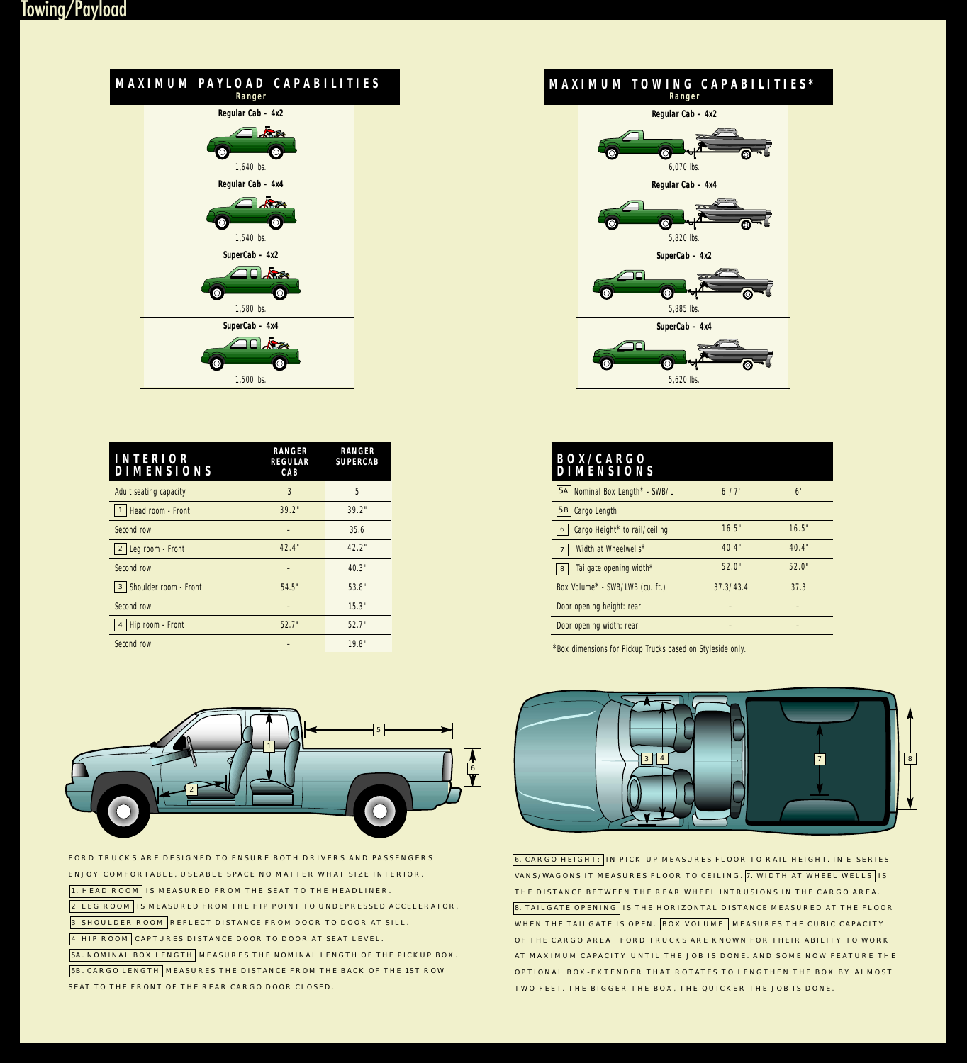# Towing/Payload

## MAXIMUM PAYLOAD CAPABILITIES
### Ranger

| Model | Payload |
|---|---|
| Regular Cab - 4x2 | 1,640 lbs. |
| Regular Cab - 4x4 | 1,540 lbs. |
| SuperCab - 4x2 | 1,580 lbs. |
| SuperCab - 4x4 | 1,500 lbs. |

## MAXIMUM TOWING CAPABILITIES*
### Ranger

| Model | Towing |
|---|---|
| Regular Cab - 4x2 | 6,070 lbs. |
| Regular Cab - 4x4 | 5,820 lbs. |
| SuperCab - 4x2 | 5,885 lbs. |
| SuperCab - 4x4 | 5,620 lbs. |

## INTERIOR DIMENSIONS

| INTERIOR DIMENSIONS | RANGER REGULAR CAB | RANGER SUPERCAB |
|---|---|---|
| Adult seating capacity | 3 | 5 |
| 1 Head room - Front | 39.2" | 39.2" |
| Second row | - | 35.6 |
| 2 Leg room - Front | 42.4" | 42.2" |
| Second row | - | 40.3" |
| 3 Shoulder room - Front | 54.5" | 53.8" |
| Second row | - | 15.3" |
| 4 Hip room - Front | 52.7" | 52.7" |
| Second row | - | 19.8" |

## BOX/CARGO DIMENSIONS

| BOX/CARGO DIMENSIONS | RANGER REGULAR CAB | RANGER SUPERCAB |
|---|---|---|
| 5A Nominal Box Length* - SWB/L | 6'/7' | 6' |
| 5B Cargo Length | | |
| 6 Cargo Height* to rail/ceiling | 16.5" | 16.5" |
| 7 Width at Wheelwells* | 40.4" | 40.4" |
| 8 Tailgate opening width* | 52.0" | 52.0" |
| Box Volume* - SWB/LWB (cu. ft.) | 37.3/43.4 | 37.3 |
| Door opening height: rear | - | - |
| Door opening width: rear | - | - |

*Box dimensions for Pickup Trucks based on Styleside only.

FORD TRUCKS ARE DESIGNED TO ENSURE BOTH DRIVERS AND PASSENGERS ENJOY COMFORTABLE, USEABLE SPACE NO MATTER WHAT SIZE INTERIOR.

1. HEAD ROOM IS MEASURED FROM THE SEAT TO THE HEADLINER.

2. LEG ROOM IS MEASURED FROM THE HIP POINT TO UNDEPRESSED ACCELERATOR.

3. SHOULDER ROOM REFLECT DISTANCE FROM DOOR TO DOOR AT SILL.

4. HIP ROOM CAPTURES DISTANCE DOOR TO DOOR AT SEAT LEVEL.

5A. NOMINAL BOX LENGTH MEASURES THE NOMINAL LENGTH OF THE PICKUP BOX.

5B. CARGO LENGTH MEASURES THE DISTANCE FROM THE BACK OF THE 1ST ROW SEAT TO THE FRONT OF THE REAR CARGO DOOR CLOSED.

6. CARGO HEIGHT: IN PICK-UP MEASURES FLOOR TO RAIL HEIGHT. IN E-SERIES VANS/WAGONS IT MEASURES FLOOR TO CEILING. 7. WIDTH AT WHEEL WELLS IS THE DISTANCE BETWEEN THE REAR WHEEL INTRUSIONS IN THE CARGO AREA. 8. TAILGATE OPENING IS THE HORIZONTAL DISTANCE MEASURED AT THE FLOOR WHEN THE TAILGATE IS OPEN. BOX VOLUME MEASURES THE CUBIC CAPACITY OF THE CARGO AREA. FORD TRUCKS ARE KNOWN FOR THEIR ABILITY TO WORK AT MAXIMUM CAPACITY UNTIL THE JOB IS DONE. AND SOME NOW FEATURE THE OPTIONAL BOX-EXTENDER THAT ROTATES TO LENGTHEN THE BOX BY ALMOST TWO FEET. THE BIGGER THE BOX, THE QUICKER THE JOB IS DONE.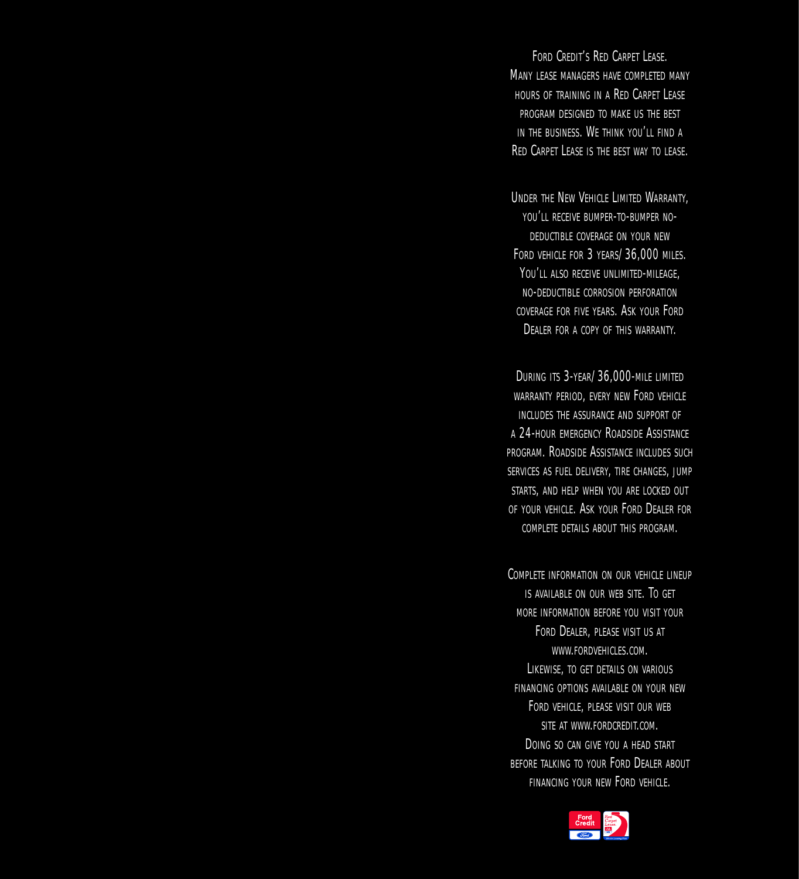Ford Credit's Red Carpet Lease. Many lease managers have completed many hours of training in a Red Carpet Lease program designed to make us the best in the business. We think you'll find a Red Carpet Lease is the best way to lease.

Under the New Vehicle Limited Warranty, you'll receive bumper-to-bumper no-deductible coverage on your new Ford vehicle for 3 years/ 36,000 miles. You'll also receive unlimited-mileage, no-deductible corrosion perforation coverage for five years. Ask your Ford Dealer for a copy of this warranty.

During its 3-year/ 36,000-mile limited warranty period, every new Ford vehicle includes the assurance and support of a 24-hour emergency Roadside Assistance program. Roadside Assistance includes such services as fuel delivery, tire changes, jump starts, and help when you are locked out of your vehicle. Ask your Ford Dealer for complete details about this program.

Complete information on our vehicle lineup is available on our web site. To get more information before you visit your Ford Dealer, please visit us at www.fordvehicles.com. Likewise, to get details on various financing options available on your new Ford vehicle, please visit our web site at www.fordcredit.com. Doing so can give you a head start before talking to your Ford Dealer about financing your new Ford vehicle.

Ford Credit

Red Carpet Lease